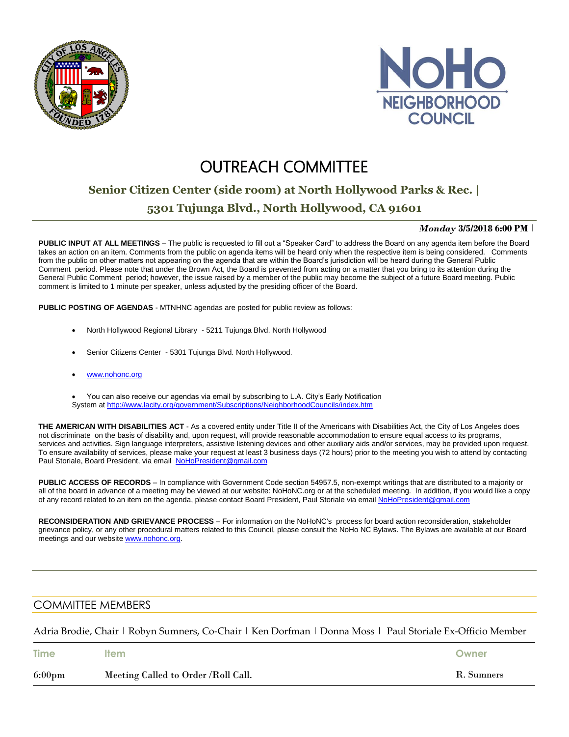# OUTREACH COMMITTEE

## Senior Citizen Center (side room) at North Hollywood Parks & Rec. | 5301 Tujunga Blvd., North Hollywood, CA 91601

***Monday*** **3/5/2018 6:00 PM** |

**PUBLIC INPUT AT ALL MEETINGS** – The public is requested to fill out a "Speaker Card" to address the Board on any agenda item before the Board takes an action on an item. Comments from the public on agenda items will be heard only when the respective item is being considered. Comments from the public on other matters not appearing on the agenda that are within the Board's jurisdiction will be heard during the General Public Comment period. Please note that under the Brown Act, the Board is prevented from acting on a matter that you bring to its attention during the General Public Comment period; however, the issue raised by a member of the public may become the subject of a future Board meeting. Public comment is limited to 1 minute per speaker, unless adjusted by the presiding officer of the Board.

**PUBLIC POSTING OF AGENDAS** - MTNHNC agendas are posted for public review as follows:

- North Hollywood Regional Library - 5211 Tujunga Blvd. North Hollywood
- Senior Citizens Center - 5301 Tujunga Blvd. North Hollywood.
- www.nohonc.org
- You can also receive our agendas via email by subscribing to L.A. City's Early Notification System at http://www.lacity.org/government/Subscriptions/NeighborhoodCouncils/index.htm

**THE AMERICAN WITH DISABILITIES ACT** - As a covered entity under Title II of the Americans with Disabilities Act, the City of Los Angeles does not discriminate on the basis of disability and, upon request, will provide reasonable accommodation to ensure equal access to its programs, services and activities. Sign language interpreters, assistive listening devices and other auxiliary aids and/or services, may be provided upon request. To ensure availability of services, please make your request at least 3 business days (72 hours) prior to the meeting you wish to attend by contacting Paul Storiale, Board President, via email NoHoPresident@gmail.com

**PUBLIC ACCESS OF RECORDS** – In compliance with Government Code section 54957.5, non-exempt writings that are distributed to a majority or all of the board in advance of a meeting may be viewed at our website: NoHoNC.org or at the scheduled meeting. In addition, if you would like a copy of any record related to an item on the agenda, please contact Board President, Paul Storiale via email NoHoPresident@gmail.com

**RECONSIDERATION AND GRIEVANCE PROCESS** – For information on the NoHoNC's process for board action reconsideration, stakeholder grievance policy, or any other procedural matters related to this Council, please consult the NoHo NC Bylaws. The Bylaws are available at our Board meetings and our website www.nohonc.org.

## COMMITTEE MEMBERS

Adria Brodie, Chair | Robyn Sumners, Co-Chair | Ken Dorfman | Donna Moss | Paul Storiale Ex-Officio Member

| Time | Item | Owner |
|---|---|---|
| 6:00pm | Meeting Called to Order /Roll Call. | R. Sumners |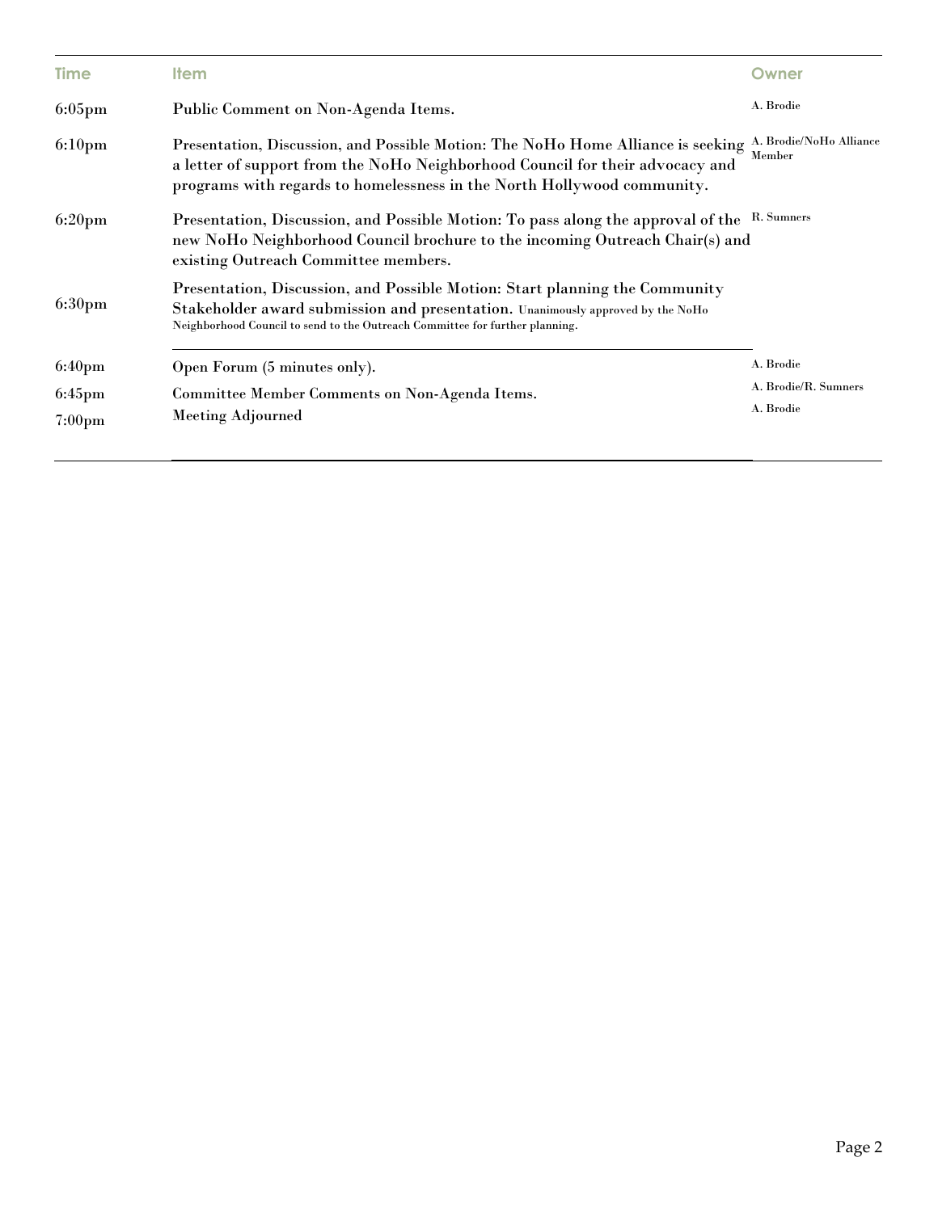| Time | Item | Owner |
| --- | --- | --- |
| 6:05pm | Public Comment on Non-Agenda Items. | A. Brodie |
| 6:10pm | Presentation, Discussion, and Possible Motion: The NoHo Home Alliance is seeking a letter of support from the NoHo Neighborhood Council for their advocacy and programs with regards to homelessness in the North Hollywood community. | A. Brodie/NoHo Alliance Member |
| 6:20pm | Presentation, Discussion, and Possible Motion: To pass along the approval of the new NoHo Neighborhood Council brochure to the incoming Outreach Chair(s) and existing Outreach Committee members. | R. Sumners |
| 6:30pm | Presentation, Discussion, and Possible Motion: Start planning the Community Stakeholder award submission and presentation. Unanimously approved by the NoHo Neighborhood Council to send to the Outreach Committee for further planning. | |
| 6:40pm | Open Forum (5 minutes only). | A. Brodie |
| 6:45pm | Committee Member Comments on Non-Agenda Items. | A. Brodie/R. Sumners |
| 7:00pm | Meeting Adjourned | A. Brodie |